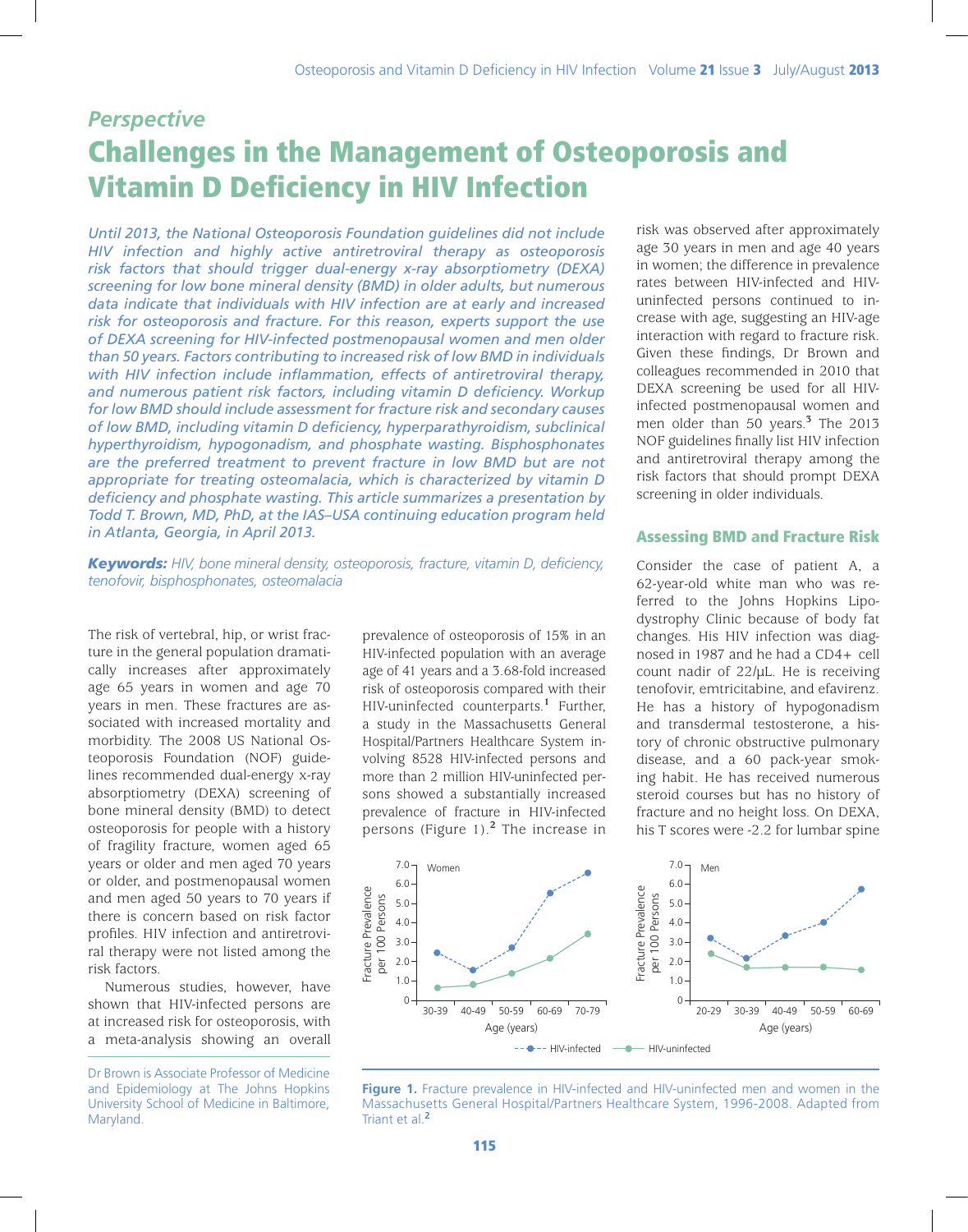*Perspective*

# Challenges in the Management of Osteoporosis and Vitamin D Deficiency in HIV Infection

*Until 2013, the National Osteoporosis Foundation guidelines did not include HIV infection and highly active antiretroviral therapy as osteoporosis risk factors that should trigger dual-energy x-ray absorptiometry (DEXA) screening for low bone mineral density (BMD) in older adults, but numerous data indicate that individuals with HIV infection are at early and increased risk for osteoporosis and fracture. For this reason, experts support the use of DEXA screening for HIV-infected postmenopausal women and men older than 50 years. Factors contributing to increased risk of low BMD in individuals with HIV infection include inflammation, effects of antiretroviral therapy, and numerous patient risk factors, including vitamin D deficiency. Workup for low BMD should include assessment for fracture risk and secondary causes of low BMD, including vitamin D deficiency, hyperparathyroidism, subclinical hyperthyroidism, hypogonadism, and phosphate wasting. Bisphosphonates are the preferred treatment to prevent fracture in low BMD but are not appropriate for treating osteomalacia, which is characterized by vitamin D deficiency and phosphate wasting. This article summarizes a presentation by Todd T. Brown, MD, PhD, at the IAS–USA continuing education program held in Atlanta, Georgia, in April 2013.*

***Keywords:*** *HIV, bone mineral density, osteoporosis, fracture, vitamin D, deficiency, tenofovir, bisphosphonates, osteomalacia*

The risk of vertebral, hip, or wrist fracture in the general population dramatically increases after approximately age 65 years in women and age 70 years in men. These fractures are associated with increased mortality and morbidity. The 2008 US National Osteoporosis Foundation (NOF) guidelines recommended dual-energy x-ray absorptiometry (DEXA) screening of bone mineral density (BMD) to detect osteoporosis for people with a history of fragility fracture, women aged 65 years or older and men aged 70 years or older, and postmenopausal women and men aged 50 years to 70 years if there is concern based on risk factor profiles. HIV infection and antiretroviral therapy were not listed among the risk factors.

Numerous studies, however, have shown that HIV-infected persons are at increased risk for osteoporosis, with a meta-analysis showing an overall prevalence of osteoporosis of 15% in an HIV-infected population with an average age of 41 years and a 3.68-fold increased risk of osteoporosis compared with their HIV-uninfected counterparts.[1] Further, a study in the Massachusetts General Hospital/Partners Healthcare System involving 8528 HIV-infected persons and more than 2 million HIV-uninfected persons showed a substantially increased prevalence of fracture in HIV-infected persons (Figure 1).[2] The increase in risk was observed after approximately age 30 years in men and age 40 years in women; the difference in prevalence rates between HIV-infected and HIV-uninfected persons continued to increase with age, suggesting an HIV-age interaction with regard to fracture risk. Given these findings, Dr Brown and colleagues recommended in 2010 that DEXA screening be used for all HIV-infected postmenopausal women and men older than 50 years.[3] The 2013 NOF guidelines finally list HIV infection and antiretroviral therapy among the risk factors that should prompt DEXA screening in older individuals.

**Figure 1.** Fracture prevalence in HIV-infected and HIV-uninfected men and women in the Massachusetts General Hospital/Partners Healthcare System, 1996-2008. Adapted from Triant et al.[2]

## Assessing BMD and Fracture Risk

Consider the case of patient A, a 62-year-old white man who was referred to the Johns Hopkins Lipodystrophy Clinic because of body fat changes. His HIV infection was diagnosed in 1987 and he had a CD4+ cell count nadir of 22/µL. He is receiving tenofovir, emtricitabine, and efavirenz. He has a history of hypogonadism and transdermal testosterone, a history of chronic obstructive pulmonary disease, and a 60 pack-year smoking habit. He has received numerous steroid courses but has no history of fracture and no height loss. On DEXA, his T scores were -2.2 for lumbar spine

Dr Brown is Associate Professor of Medicine and Epidemiology at The Johns Hopkins University School of Medicine in Baltimore, Maryland.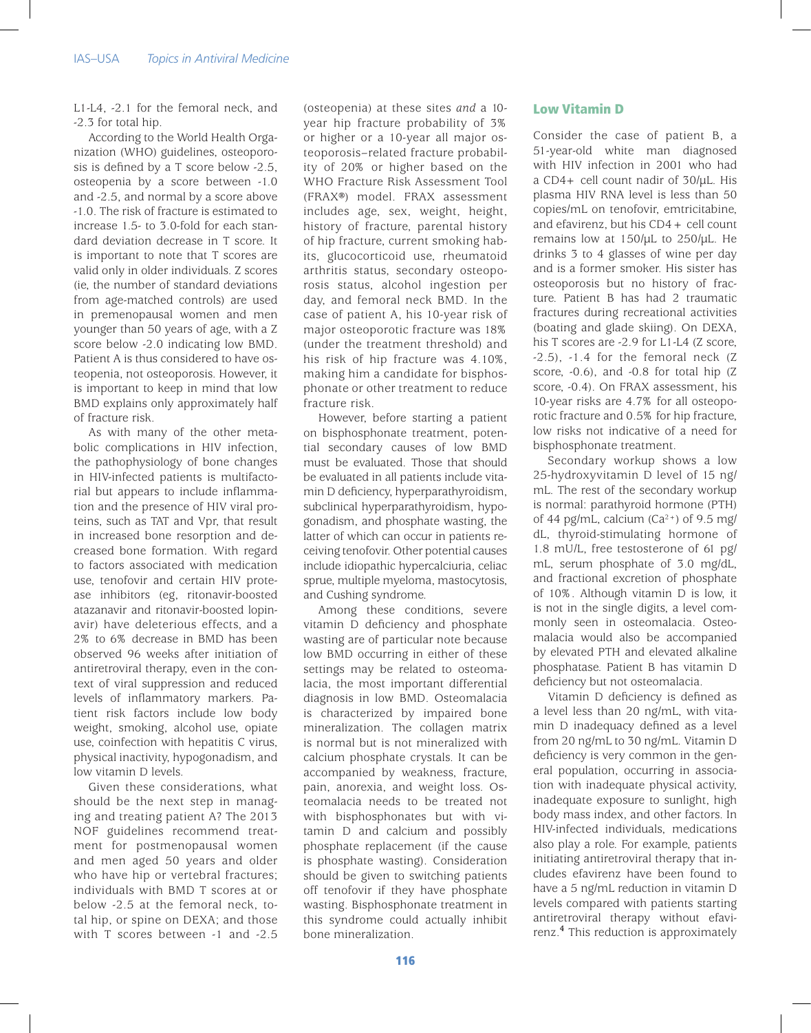L1-L4, -2.1 for the femoral neck, and -2.3 for total hip.

According to the World Health Organization (WHO) guidelines, osteoporosis is defined by a T score below -2.5, osteopenia by a score between -1.0 and -2.5, and normal by a score above -1.0. The risk of fracture is estimated to increase 1.5- to 3.0-fold for each standard deviation decrease in T score. It is important to note that T scores are valid only in older individuals. Z scores (ie, the number of standard deviations from age-matched controls) are used in premenopausal women and men younger than 50 years of age, with a Z score below -2.0 indicating low BMD. Patient A is thus considered to have osteopenia, not osteoporosis. However, it is important to keep in mind that low BMD explains only approximately half of fracture risk.

As with many of the other metabolic complications in HIV infection, the pathophysiology of bone changes in HIV-infected patients is multifactorial but appears to include inflammation and the presence of HIV viral proteins, such as TAT and Vpr, that result in increased bone resorption and decreased bone formation. With regard to factors associated with medication use, tenofovir and certain HIV protease inhibitors (eg, ritonavir-boosted atazanavir and ritonavir-boosted lopinavir) have deleterious effects, and a 2% to 6% decrease in BMD has been observed 96 weeks after initiation of antiretroviral therapy, even in the context of viral suppression and reduced levels of inflammatory markers. Patient risk factors include low body weight, smoking, alcohol use, opiate use, coinfection with hepatitis C virus, physical inactivity, hypogonadism, and low vitamin D levels.

Given these considerations, what should be the next step in managing and treating patient A? The 2013 NOF guidelines recommend treatment for postmenopausal women and men aged 50 years and older who have hip or vertebral fractures; individuals with BMD T scores at or below -2.5 at the femoral neck, total hip, or spine on DEXA; and those with T scores between -1 and -2.5 (osteopenia) at these sites *and* a 10-year hip fracture probability of 3% or higher or a 10-year all major osteoporosis–related fracture probability of 20% or higher based on the WHO Fracture Risk Assessment Tool (FRAX®) model. FRAX assessment includes age, sex, weight, height, history of fracture, parental history of hip fracture, current smoking habits, glucocorticoid use, rheumatoid arthritis status, secondary osteoporosis status, alcohol ingestion per day, and femoral neck BMD. In the case of patient A, his 10-year risk of major osteoporotic fracture was 18% (under the treatment threshold) and his risk of hip fracture was 4.10%, making him a candidate for bisphosphonate or other treatment to reduce fracture risk.

However, before starting a patient on bisphosphonate treatment, potential secondary causes of low BMD must be evaluated. Those that should be evaluated in all patients include vitamin D deficiency, hyperparathyroidism, subclinical hyperparathyroidism, hypogonadism, and phosphate wasting, the latter of which can occur in patients receiving tenofovir. Other potential causes include idiopathic hypercalciuria, celiac sprue, multiple myeloma, mastocytosis, and Cushing syndrome.

Among these conditions, severe vitamin D deficiency and phosphate wasting are of particular note because low BMD occurring in either of these settings may be related to osteomalacia, the most important differential diagnosis in low BMD. Osteomalacia is characterized by impaired bone mineralization. The collagen matrix is normal but is not mineralized with calcium phosphate crystals. It can be accompanied by weakness, fracture, pain, anorexia, and weight loss. Osteomalacia needs to be treated not with bisphosphonates but with vitamin D and calcium and possibly phosphate replacement (if the cause is phosphate wasting). Consideration should be given to switching patients off tenofovir if they have phosphate wasting. Bisphosphonate treatment in this syndrome could actually inhibit bone mineralization.

## Low Vitamin D

Consider the case of patient B, a 51-year-old white man diagnosed with HIV infection in 2001 who had a CD4+ cell count nadir of 30/µL. His plasma HIV RNA level is less than 50 copies/mL on tenofovir, emtricitabine, and efavirenz, but his CD4+ cell count remains low at 150/µL to 250/µL. He drinks 3 to 4 glasses of wine per day and is a former smoker. His sister has osteoporosis but no history of fracture. Patient B has had 2 traumatic fractures during recreational activities (boating and glade skiing). On DEXA, his T scores are -2.9 for L1-L4 (Z score, -2.5), -1.4 for the femoral neck (Z score, -0.6), and -0.8 for total hip (Z score, -0.4). On FRAX assessment, his 10-year risks are 4.7% for all osteoporotic fracture and 0.5% for hip fracture, low risks not indicative of a need for bisphosphonate treatment.

Secondary workup shows a low 25-hydroxyvitamin D level of 15 ng/mL. The rest of the secondary workup is normal: parathyroid hormone (PTH) of 44 pg/mL, calcium ($Ca^{2+}$) of 9.5 mg/dL, thyroid-stimulating hormone of 1.8 mU/L, free testosterone of 61 pg/mL, serum phosphate of 3.0 mg/dL, and fractional excretion of phosphate of 10%. Although vitamin D is low, it is not in the single digits, a level commonly seen in osteomalacia. Osteomalacia would also be accompanied by elevated PTH and elevated alkaline phosphatase. Patient B has vitamin D deficiency but not osteomalacia.

Vitamin D deficiency is defined as a level less than 20 ng/mL, with vitamin D inadequacy defined as a level from 20 ng/mL to 30 ng/mL. Vitamin D deficiency is very common in the general population, occurring in association with inadequate physical activity, inadequate exposure to sunlight, high body mass index, and other factors. In HIV-infected individuals, medications also play a role. For example, patients initiating antiretroviral therapy that includes efavirenz have been found to have a 5 ng/mL reduction in vitamin D levels compared with patients starting antiretroviral therapy without efavirenz.[4] This reduction is approximately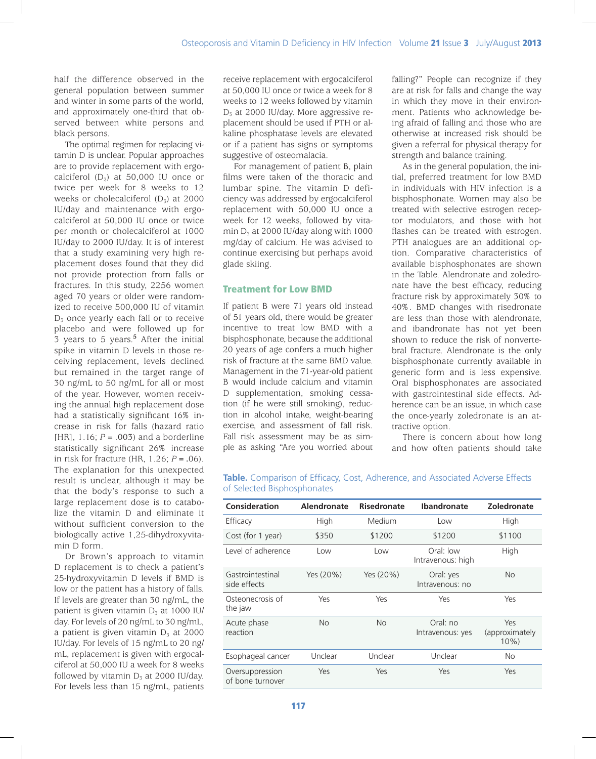half the difference observed in the general population between summer and winter in some parts of the world, and approximately one-third that observed between white persons and black persons.

The optimal regimen for replacing vitamin D is unclear. Popular approaches are to provide replacement with ergocalciferol ($D_2$) at 50,000 IU once or twice per week for 8 weeks to 12 weeks or cholecalciferol ($D_3$) at 2000 IU/day and maintenance with ergocalciferol at 50,000 IU once or twice per month or cholecalciferol at 1000 IU/day to 2000 IU/day. It is of interest that a study examining very high replacement doses found that they did not provide protection from falls or fractures. In this study, 2256 women aged 70 years or older were randomized to receive 500,000 IU of vitamin $D_3$ once yearly each fall or to receive placebo and were followed up for 3 years to 5 years.[5] After the initial spike in vitamin D levels in those receiving replacement, levels declined but remained in the target range of 30 ng/mL to 50 ng/mL for all or most of the year. However, women receiving the annual high replacement dose had a statistically significant 16% increase in risk for falls (hazard ratio [HR], 1.16; $P$ = .003) and a borderline statistically significant 26% increase in risk for fracture (HR, 1.26; $P$ = .06). The explanation for this unexpected result is unclear, although it may be that the body's response to such a large replacement dose is to catabolize the vitamin D and eliminate it without sufficient conversion to the biologically active 1,25-dihydroxyvitamin D form.

Dr Brown's approach to vitamin D replacement is to check a patient's 25-hydroxyvitamin D levels if BMD is low or the patient has a history of falls. If levels are greater than 30 ng/mL, the patient is given vitamin $D_3$ at 1000 IU/day. For levels of 20 ng/mL to 30 ng/mL, a patient is given vitamin $D_3$ at 2000 IU/day. For levels of 15 ng/mL to 20 ng/mL, replacement is given with ergocalciferol at 50,000 IU a week for 8 weeks followed by vitamin $D_3$ at 2000 IU/day. For levels less than 15 ng/mL, patients receive replacement with ergocalciferol at 50,000 IU once or twice a week for 8 weeks to 12 weeks followed by vitamin $D_3$ at 2000 IU/day. More aggressive replacement should be used if PTH or alkaline phosphatase levels are elevated or if a patient has signs or symptoms suggestive of osteomalacia.

For management of patient B, plain films were taken of the thoracic and lumbar spine. The vitamin D deficiency was addressed by ergocalciferol replacement with 50,000 IU once a week for 12 weeks, followed by vitamin $D_3$ at 2000 IU/day along with 1000 mg/day of calcium. He was advised to continue exercising but perhaps avoid glade skiing.

## Treatment for Low BMD

If patient B were 71 years old instead of 51 years old, there would be greater incentive to treat low BMD with a bisphosphonate, because the additional 20 years of age confers a much higher risk of fracture at the same BMD value. Management in the 71-year-old patient B would include calcium and vitamin D supplementation, smoking cessation (if he were still smoking), reduction in alcohol intake, weight-bearing exercise, and assessment of fall risk. Fall risk assessment may be as simple as asking "Are you worried about falling?" People can recognize if they are at risk for falls and change the way in which they move in their environment. Patients who acknowledge being afraid of falling and those who are otherwise at increased risk should be given a referral for physical therapy for strength and balance training.

As in the general population, the initial, preferred treatment for low BMD in individuals with HIV infection is a bisphosphonate. Women may also be treated with selective estrogen receptor modulators, and those with hot flashes can be treated with estrogen. PTH analogues are an additional option. Comparative characteristics of available bisphosphonates are shown in the Table. Alendronate and zoledronate have the best efficacy, reducing fracture risk by approximately 30% to 40%. BMD changes with risedronate are less than those with alendronate, and ibandronate has not yet been shown to reduce the risk of nonvertebral fracture. Alendronate is the only bisphosphonate currently available in generic form and is less expensive. Oral bisphosphonates are associated with gastrointestinal side effects. Adherence can be an issue, in which case the once-yearly zoledronate is an attractive option.

There is concern about how long and how often patients should take

**Table.** Comparison of Efficacy, Cost, Adherence, and Associated Adverse Effects of Selected Bisphosphonates

| Consideration | Alendronate | Risedronate | Ibandronate | Zoledronate |
|---|---|---|---|---|
| Efficacy | High | Medium | Low | High |
| Cost (for 1 year) | $350 | $1200 | $1200 | $1100 |
| Level of adherence | Low | Low | Oral: low Intravenous: high | High |
| Gastrointestinal side effects | Yes (20%) | Yes (20%) | Oral: yes Intravenous: no | No |
| Osteonecrosis of the jaw | Yes | Yes | Yes | Yes |
| Acute phase reaction | No | No | Oral: no Intravenous: yes | Yes (approximately 10%) |
| Esophageal cancer | Unclear | Unclear | Unclear | No |
| Oversuppression of bone turnover | Yes | Yes | Yes | Yes |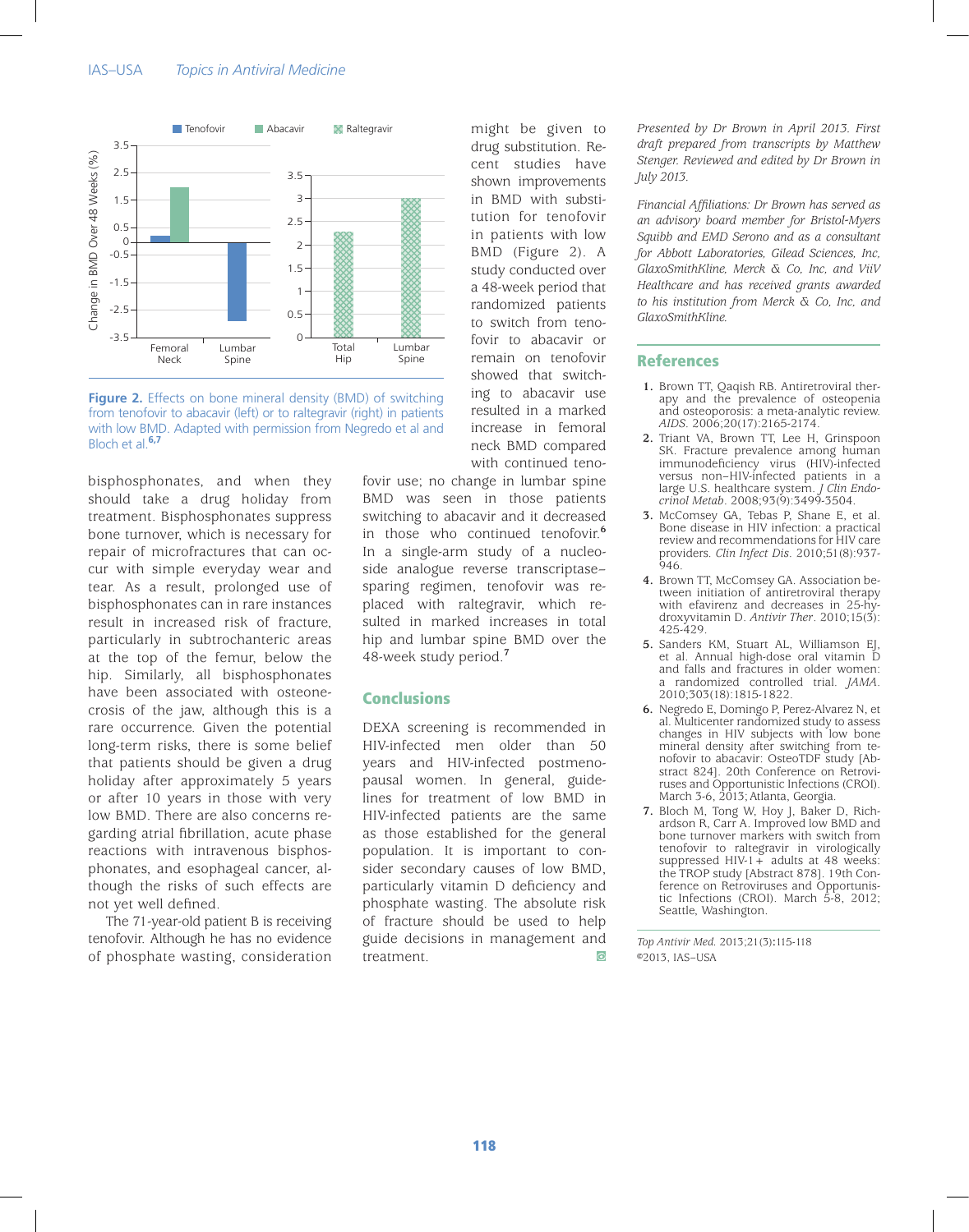Tenofovir
Abacavir
Raltegravir

Change in BMD Over 48 Weeks (%)

3.5
2.5
1.5
0.5
0
-0.5
-1.5
-2.5
-3.5

Femoral Neck
Lumbar Spine

3.5
3
2.5
2
1.5
1
0.5
0

Total Hip
Lumbar Spine

**Figure 2.** Effects on bone mineral density (BMD) of switching from tenofovir to abacavir (left) or to raltegravir (right) in patients with low BMD. Adapted with permission from Negredo et al and Bloch et al.[6,7]

bisphosphonates, and when they should take a drug holiday from treatment. Bisphosphonates suppress bone turnover, which is necessary for repair of microfractures that can occur with simple everyday wear and tear. As a result, prolonged use of bisphosphonates can in rare instances result in increased risk of fracture, particularly in subtrochanteric areas at the top of the femur, below the hip. Similarly, all bisphosphonates have been associated with osteonecrosis of the jaw, although this is a rare occurrence. Given the potential long-term risks, there is some belief that patients should be given a drug holiday after approximately 5 years or after 10 years in those with very low BMD. There are also concerns regarding atrial fibrillation, acute phase reactions with intravenous bisphosphonates, and esophageal cancer, although the risks of such effects are not yet well defined.

The 71-year-old patient B is receiving tenofovir. Although he has no evidence of phosphate wasting, consideration might be given to drug substitution. Recent studies have shown improvements in BMD with substitution for tenofovir in patients with low BMD (Figure 2). A study conducted over a 48-week period that randomized patients to switch from tenofovir to abacavir or remain on tenofovir showed that switching to abacavir use resulted in a marked increase in femoral neck BMD compared with continued tenofovir use; no change in lumbar spine BMD was seen in those patients switching to abacavir and it decreased in those who continued tenofovir.[6] In a single-arm study of a nucleoside analogue reverse transcriptase–sparing regimen, tenofovir was replaced with raltegravir, which resulted in marked increases in total hip and lumbar spine BMD over the 48-week study period.[7]

## Conclusions

DEXA screening is recommended in HIV-infected men older than 50 years and HIV-infected postmenopausal women. In general, guidelines for treatment of low BMD in HIV-infected patients are the same as those established for the general population. It is important to consider secondary causes of low BMD, particularly vitamin D deficiency and phosphate wasting. The absolute risk of fracture should be used to help guide decisions in management and treatment.

*Presented by Dr Brown in April 2013. First draft prepared from transcripts by Matthew Stenger. Reviewed and edited by Dr Brown in July 2013.*

*Financial Affiliations: Dr Brown has served as an advisory board member for Bristol-Myers Squibb and EMD Serono and as a consultant for Abbott Laboratories, Gilead Sciences, Inc, GlaxoSmithKline, Merck & Co, Inc, and ViiV Healthcare and has received grants awarded to his institution from Merck & Co, Inc, and GlaxoSmithKline.*

## References

1. Brown TT, Qaqish RB. Antiretroviral therapy and the prevalence of osteopenia and osteoporosis: a meta-analytic review. *AIDS*. 2006;20(17):2165-2174.
2. Triant VA, Brown TT, Lee H, Grinspoon SK. Fracture prevalence among human immunodeficiency virus (HIV)-infected versus non–HIV-infected patients in a large U.S. healthcare system. *J Clin Endocrinol Metab*. 2008;93(9):3499-3504.
3. McComsey GA, Tebas P, Shane E, et al. Bone disease in HIV infection: a practical review and recommendations for HIV care providers. *Clin Infect Dis*. 2010;51(8):937-946.
4. Brown TT, McComsey GA. Association between initiation of antiretroviral therapy with efavirenz and decreases in 25-hydroxyvitamin D. *Antivir Ther*. 2010;15(3):425-429.
5. Sanders KM, Stuart AL, Williamson EJ, et al. Annual high-dose oral vitamin D and falls and fractures in older women: a randomized controlled trial. *JAMA*. 2010;303(18):1815-1822.
6. Negredo E, Domingo P, Perez-Alvarez N, et al. Multicenter randomized study to assess changes in HIV subjects with low bone mineral density after switching from tenofovir to abacavir: OsteoTDF study [Abstract 824]. 20th Conference on Retroviruses and Opportunistic Infections (CROI). March 3-6, 2013; Atlanta, Georgia.
7. Bloch M, Tong W, Hoy J, Baker D, Richardson R, Carr A. Improved low BMD and bone turnover markers with switch from tenofovir to raltegravir in virologically suppressed HIV-1+ adults at 48 weeks: the TROP study [Abstract 878]. 19th Conference on Retroviruses and Opportunistic Infections (CROI). March 5-8, 2012; Seattle, Washington.

*Top Antivir Med*. 2013;21(3):115-118
©2013, IAS–USA